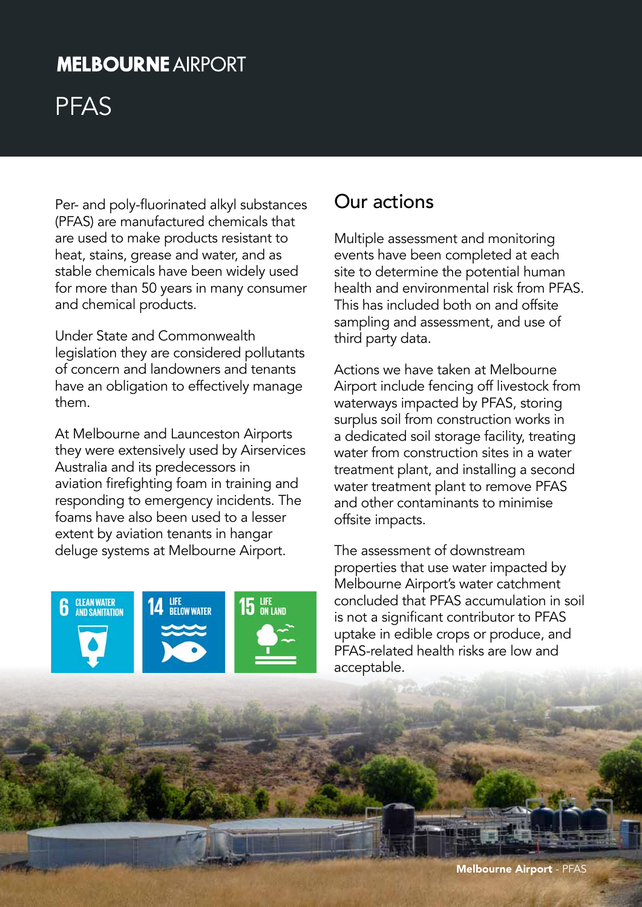# MELBOURNE AIRPORT

# PFAS

Per- and poly-fluorinated alkyl substances (PFAS) are manufactured chemicals that are used to make products resistant to heat, stains, grease and water, and as stable chemicals have been widely used for more than 50 years in many consumer and chemical products.

Under State and Commonwealth legislation they are considered pollutants of concern and landowners and tenants have an obligation to effectively manage them.

At Melbourne and Launceston Airports they were extensively used by Airservices Australia and its predecessors in aviation firefighting foam in training and responding to emergency incidents. The foams have also been used to a lesser extent by aviation tenants in hangar deluge systems at Melbourne Airport.

6 CLEAN WATER AND SANITATION

14 LIFE BELOW WATER

15 LIFE ON LAND

## Our actions

Multiple assessment and monitoring events have been completed at each site to determine the potential human health and environmental risk from PFAS. This has included both on and offsite sampling and assessment, and use of third party data.

Actions we have taken at Melbourne Airport include fencing off livestock from waterways impacted by PFAS, storing surplus soil from construction works in a dedicated soil storage facility, treating water from construction sites in a water treatment plant, and installing a second water treatment plant to remove PFAS and other contaminants to minimise offsite impacts.

The assessment of downstream properties that use water impacted by Melbourne Airport's water catchment concluded that PFAS accumulation in soil is not a significant contributor to PFAS uptake in edible crops or produce, and PFAS-related health risks are low and acceptable.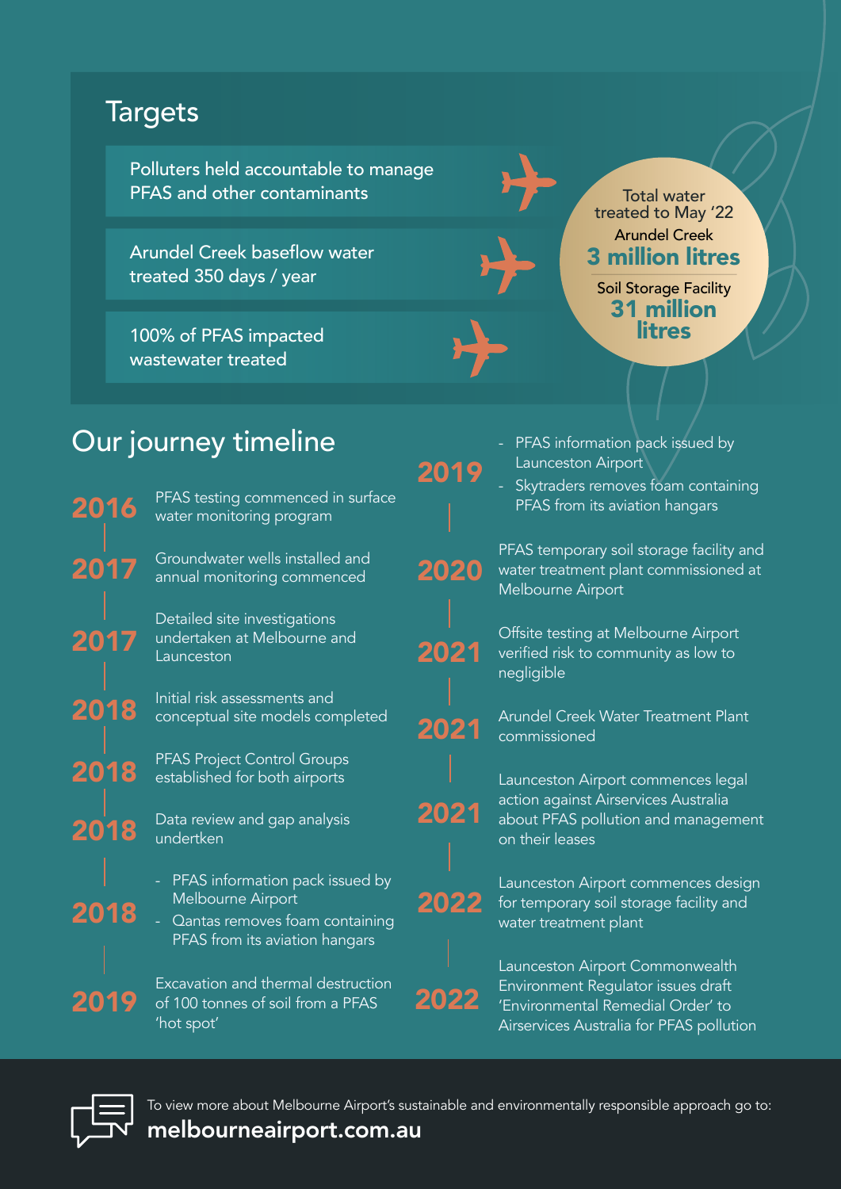## Targets

- Polluters held accountable to manage PFAS and other contaminants
- Arundel Creek baseflow water treated 350 days / year
- 100% of PFAS impacted wastewater treated

Total water treated to May '22

Arundel Creek
**3 million litres**

Soil Storage Facility
**31 million litres**

## Our journey timeline

**2016** PFAS testing commenced in surface water monitoring program

**2017** Groundwater wells installed and annual monitoring commenced

**2017** Detailed site investigations undertaken at Melbourne and Launceston

**2018** Initial risk assessments and conceptual site models completed

**2018** PFAS Project Control Groups established for both airports

**2018** Data review and gap analysis undertken

**2018**
- PFAS information pack issued by Melbourne Airport
- Qantas removes foam containing PFAS from its aviation hangars

**2019** Excavation and thermal destruction of 100 tonnes of soil from a PFAS 'hot spot'

**2019**
- PFAS information pack issued by Launceston Airport
- Skytraders removes foam containing PFAS from its aviation hangars

**2020** PFAS temporary soil storage facility and water treatment plant commissioned at Melbourne Airport

**2021** Offsite testing at Melbourne Airport verified risk to community as low to negligible

**2021** Arundel Creek Water Treatment Plant commissioned

**2021** Launceston Airport commences legal action against Airservices Australia about PFAS pollution and management on their leases

**2022** Launceston Airport commences design for temporary soil storage facility and water treatment plant

**2022** Launceston Airport Commonwealth Environment Regulator issues draft 'Environmental Remedial Order' to Airservices Australia for PFAS pollution

To view more about Melbourne Airport's sustainable and environmentally responsible approach go to:

**melbourneairport.com.au**